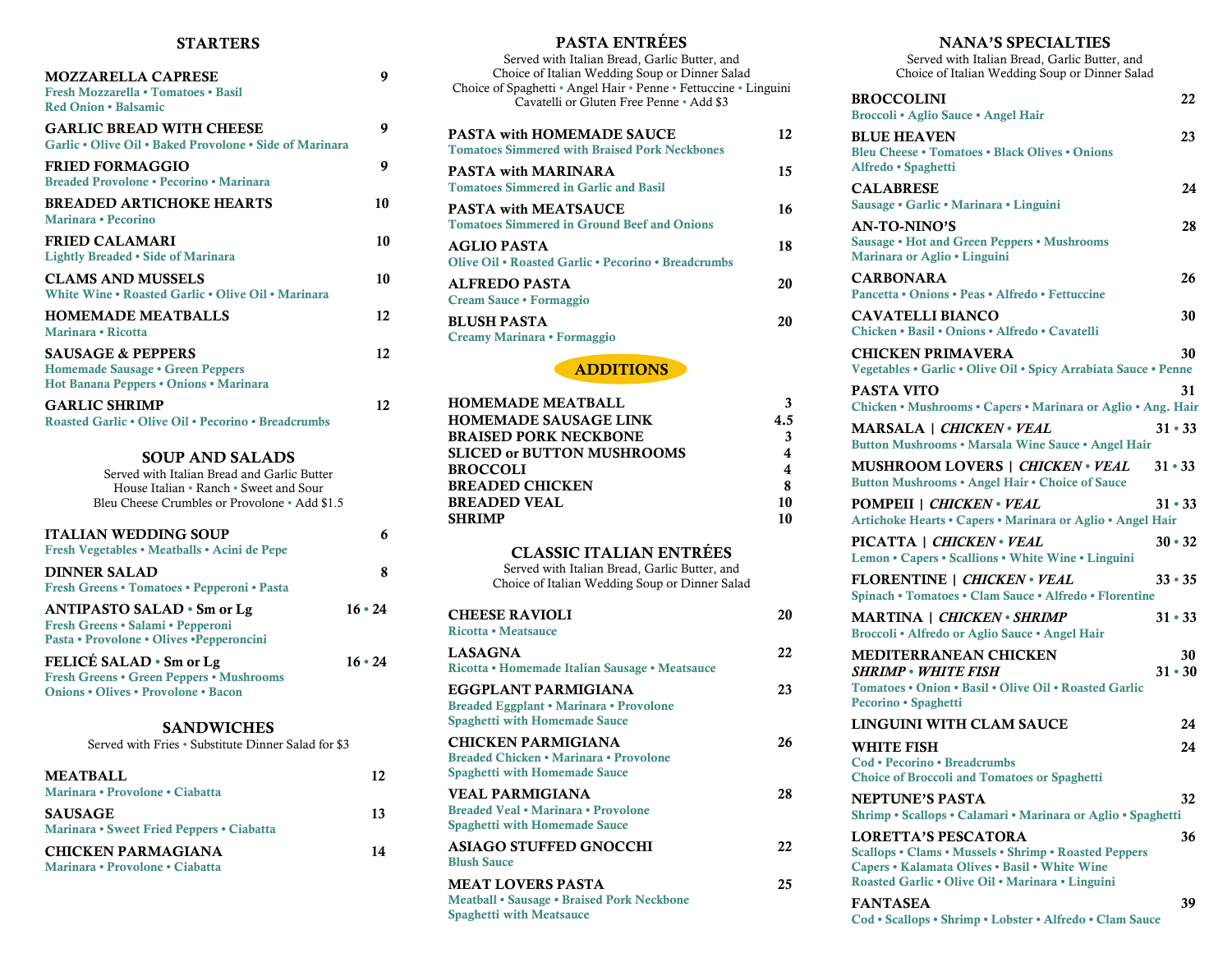## STARTERS

**MOZZARELLA CAPRESE** 9
Fresh Mozzarella • Tomatoes • Basil
Red Onion • Balsamic

**GARLIC BREAD WITH CHEESE** 9
Garlic • Olive Oil • Baked Provolone • Side of Marinara

**FRIED FORMAGGIO** 9
Breaded Provolone • Pecorino • Marinara

**BREADED ARTICHOKE HEARTS** 10
Marinara • Pecorino

**FRIED CALAMARI** 10
Lightly Breaded • Side of Marinara

**CLAMS AND MUSSELS** 10
White Wine • Roasted Garlic • Olive Oil • Marinara

**HOMEMADE MEATBALLS** 12
Marinara • Ricotta

**SAUSAGE & PEPPERS** 12
Homemade Sausage • Green Peppers
Hot Banana Peppers • Onions • Marinara

**GARLIC SHRIMP** 12
Roasted Garlic • Olive Oil • Pecorino • Breadcrumbs

## SOUP AND SALADS

Served with Italian Bread and Garlic Butter
House Italian • Ranch • Sweet and Sour
Bleu Cheese Crumbles or Provolone • Add $1.5

**ITALIAN WEDDING SOUP** 6
Fresh Vegetables • Meatballs • Acini de Pepe

**DINNER SALAD** 8
Fresh Greens • Tomatoes • Pepperoni • Pasta

**ANTIPASTO SALAD • Sm or Lg** 16 • 24
Fresh Greens • Salami • Pepperoni
Pasta • Provolone • Olives •Pepperoncini

**FELICÉ SALAD • Sm or Lg** 16 • 24
Fresh Greens • Green Peppers • Mushrooms
Onions • Olives • Provolone • Bacon

## SANDWICHES

Served with Fries • Substitute Dinner Salad for $3

**MEATBALL** 12
Marinara • Provolone • Ciabatta

**SAUSAGE** 13
Marinara • Sweet Fried Peppers • Ciabatta

**CHICKEN PARMAGIANA** 14
Marinara • Provolone • Ciabatta

## PASTA ENTRÉES

Served with Italian Bread, Garlic Butter, and
Choice of Italian Wedding Soup or Dinner Salad
Choice of Spaghetti • Angel Hair • Penne • Fettuccine • Linguini
Cavatelli or Gluten Free Penne • Add $3

**PASTA with HOMEMADE SAUCE** 12
Tomatoes Simmered with Braised Pork Neckbones

**PASTA with MARINARA** 15
Tomatoes Simmered in Garlic and Basil

**PASTA with MEATSAUCE** 16
Tomatoes Simmered in Ground Beef and Onions

**AGLIO PASTA** 18
Olive Oil • Roasted Garlic • Pecorino • Breadcrumbs

**ALFREDO PASTA** 20
Cream Sauce • Formaggio

**BLUSH PASTA** 20
Creamy Marinara • Formaggio

## ADDITIONS

| | |
|---|---|
| HOMEMADE MEATBALL | 3 |
| HOMEMADE SAUSAGE LINK | 4.5 |
| BRAISED PORK NECKBONE | 3 |
| SLICED or BUTTON MUSHROOMS | 4 |
| BROCCOLI | 4 |
| BREADED CHICKEN | 8 |
| BREADED VEAL | 10 |
| SHRIMP | 10 |

## CLASSIC ITALIAN ENTRÉES

Served with Italian Bread, Garlic Butter, and
Choice of Italian Wedding Soup or Dinner Salad

**CHEESE RAVIOLI** 20
Ricotta • Meatsauce

**LASAGNA** 22
Ricotta • Homemade Italian Sausage • Meatsauce

**EGGPLANT PARMIGIANA** 23
Breaded Eggplant • Marinara • Provolone
Spaghetti with Homemade Sauce

**CHICKEN PARMIGIANA** 26
Breaded Chicken • Marinara • Provolone
Spaghetti with Homemade Sauce

**VEAL PARMIGIANA** 28
Breaded Veal • Marinara • Provolone
Spaghetti with Homemade Sauce

**ASIAGO STUFFED GNOCCHI** 22
Blush Sauce

**MEAT LOVERS PASTA** 25
Meatball • Sausage • Braised Pork Neckbone
Spaghetti with Meatsauce

## NANA'S SPECIALTIES

Served with Italian Bread, Garlic Butter, and
Choice of Italian Wedding Soup or Dinner Salad

**BROCCOLINI** 22
Broccoli • Aglio Sauce • Angel Hair

**BLUE HEAVEN** 23
Bleu Cheese • Tomatoes • Black Olives • Onions
Alfredo • Spaghetti

**CALABRESE** 24
Sausage • Garlic • Marinara • Linguini

**AN-TO-NINO'S** 28
Sausage • Hot and Green Peppers • Mushrooms
Marinara or Aglio • Linguini

**CARBONARA** 26
Pancetta • Onions • Peas • Alfredo • Fettuccine

**CAVATELLI BIANCO** 30
Chicken • Basil • Onions • Alfredo • Cavatelli

**CHICKEN PRIMAVERA** 30
Vegetables • Garlic • Olive Oil • Spicy Arrabiata Sauce • Penne

**PASTA VITO** 31
Chicken • Mushrooms • Capers • Marinara or Aglio • Ang. Hair

**MARSALA | *CHICKEN • VEAL*** 31 • 33
Button Mushrooms • Marsala Wine Sauce • Angel Hair

**MUSHROOM LOVERS | *CHICKEN • VEAL*** 31 • 33
Button Mushrooms • Angel Hair • Choice of Sauce

**POMPEII | *CHICKEN • VEAL*** 31 • 33
Artichoke Hearts • Capers • Marinara or Aglio • Angel Hair

**PICATTA | *CHICKEN • VEAL*** 30 • 32
Lemon • Capers • Scallions • White Wine • Linguini

**FLORENTINE | *CHICKEN • VEAL*** 33 • 35
Spinach • Tomatoes • Clam Sauce • Alfredo • Florentine

**MARTINA | *CHICKEN • SHRIMP*** 31 • 33
Broccoli • Alfredo or Aglio Sauce • Angel Hair

**MEDITERRANEAN CHICKEN** 30
***SHRIMP • WHITE FISH*** 31 • 30
Tomatoes • Onion • Basil • Olive Oil • Roasted Garlic
Pecorino • Spaghetti

**LINGUINI WITH CLAM SAUCE** 24

**WHITE FISH** 24
Cod • Pecorino • Breadcrumbs
Choice of Broccoli and Tomatoes or Spaghetti

**NEPTUNE'S PASTA** 32
Shrimp • Scallops • Calamari • Marinara or Aglio • Spaghetti

**LORETTA'S PESCATORA** 36
Scallops • Clams • Mussels • Shrimp • Roasted Peppers
Capers • Kalamata Olives • Basil • White Wine
Roasted Garlic • Olive Oil • Marinara • Linguini

**FANTASEA** 39
Cod • Scallops • Shrimp • Lobster • Alfredo • Clam Sauce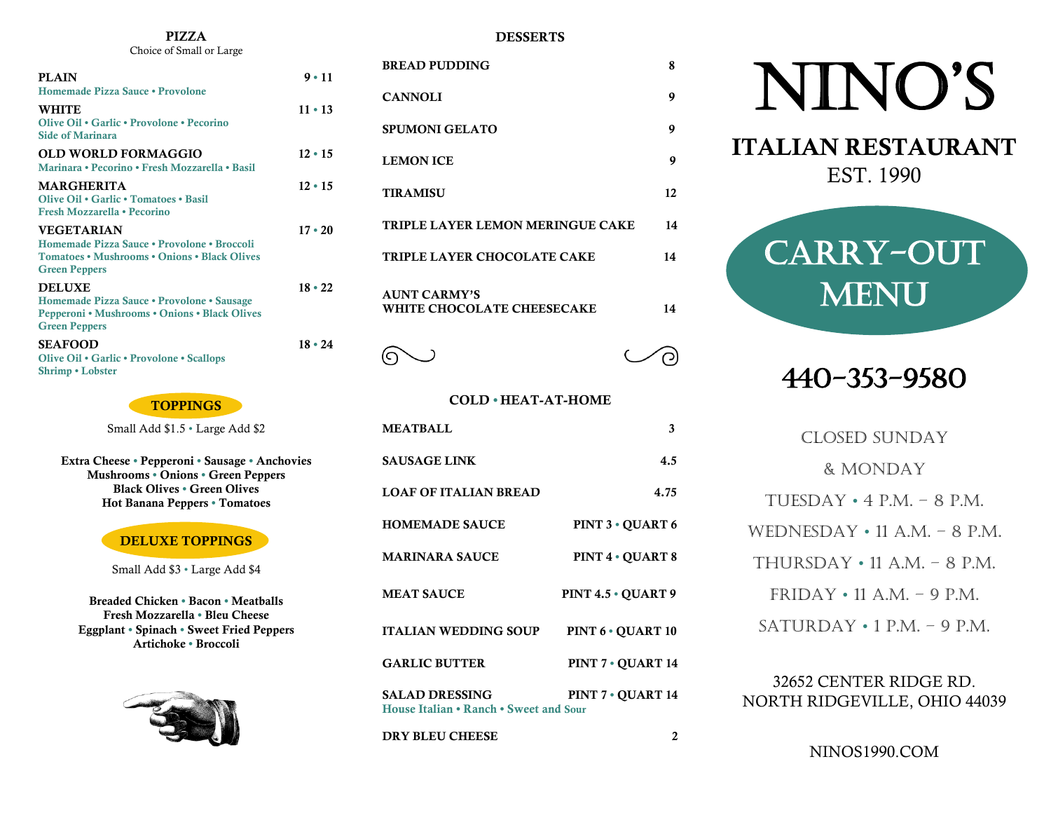## PIZZA

Choice of Small or Large

| | | |
|---|---|---|
| **PLAIN** | Homemade Pizza Sauce • Provolone | 9 • 11 |
| **WHITE** | Olive Oil • Garlic • Provolone • Pecorino Side of Marinara | 11 • 13 |
| **OLD WORLD FORMAGGIO** | Marinara • Pecorino • Fresh Mozzarella • Basil | 12 • 15 |
| **MARGHERITA** | Olive Oil • Garlic • Tomatoes • Basil Fresh Mozzarella • Pecorino | 12 • 15 |
| **VEGETARIAN** | Homemade Pizza Sauce • Provolone • Broccoli Tomatoes • Mushrooms • Onions • Black Olives Green Peppers | 17 • 20 |
| **DELUXE** | Homemade Pizza Sauce • Provolone • Sausage Pepperoni • Mushrooms • Onions • Black Olives Green Peppers | 18 • 22 |
| **SEAFOOD** | Olive Oil • Garlic • Provolone • Scallops Shrimp • Lobster | 18 • 24 |

### TOPPINGS

Small Add $1.5 • Large Add $2

**Extra Cheese • Pepperoni • Sausage • Anchovies**
**Mushrooms • Onions • Green Peppers**
**Black Olives • Green Olives**
**Hot Banana Peppers • Tomatoes**

### DELUXE TOPPINGS

Small Add $3 • Large Add $4

**Breaded Chicken • Bacon • Meatballs**
**Fresh Mozzarella • Bleu Cheese**
**Eggplant • Spinach • Sweet Fried Peppers**
**Artichoke • Broccoli**

## DESSERTS

| | |
|---|---|
| **BREAD PUDDING** | 8 |
| **CANNOLI** | 9 |
| **SPUMONI GELATO** | 9 |
| **LEMON ICE** | 9 |
| **TIRAMISU** | 12 |
| **TRIPLE LAYER LEMON MERINGUE CAKE** | 14 |
| **TRIPLE LAYER CHOCOLATE CAKE** | 14 |
| **AUNT CARMY'S WHITE CHOCOLATE CHEESECAKE** | 14 |

## COLD • HEAT-AT-HOME

| | |
|---|---|
| **MEATBALL** | 3 |
| **SAUSAGE LINK** | 4.5 |
| **LOAF OF ITALIAN BREAD** | 4.75 |
| **HOMEMADE SAUCE** | PINT 3 • QUART 6 |
| **MARINARA SAUCE** | PINT 4 • QUART 8 |
| **MEAT SAUCE** | PINT 4.5 • QUART 9 |
| **ITALIAN WEDDING SOUP** | PINT 6 • QUART 10 |
| **GARLIC BUTTER** | PINT 7 • QUART 14 |
| **SALAD DRESSING** House Italian • Ranch • Sweet and Sour | PINT 7 • QUART 14 |
| **DRY BLEU CHEESE** | 2 |

# NINO'S

## ITALIAN RESTAURANT

EST. 1990

## CARRY-OUT MENU

## 440-353-9580

CLOSED SUNDAY & MONDAY

TUESDAY • 4 P.M. – 8 P.M.

WEDNESDAY • 11 A.M. – 8 P.M.

THURSDAY • 11 A.M. – 8 P.M.

FRIDAY • 11 A.M. – 9 P.M.

SATURDAY • 1 P.M. – 9 P.M.

32652 CENTER RIDGE RD.
NORTH RIDGEVILLE, OHIO 44039

NINOS1990.COM